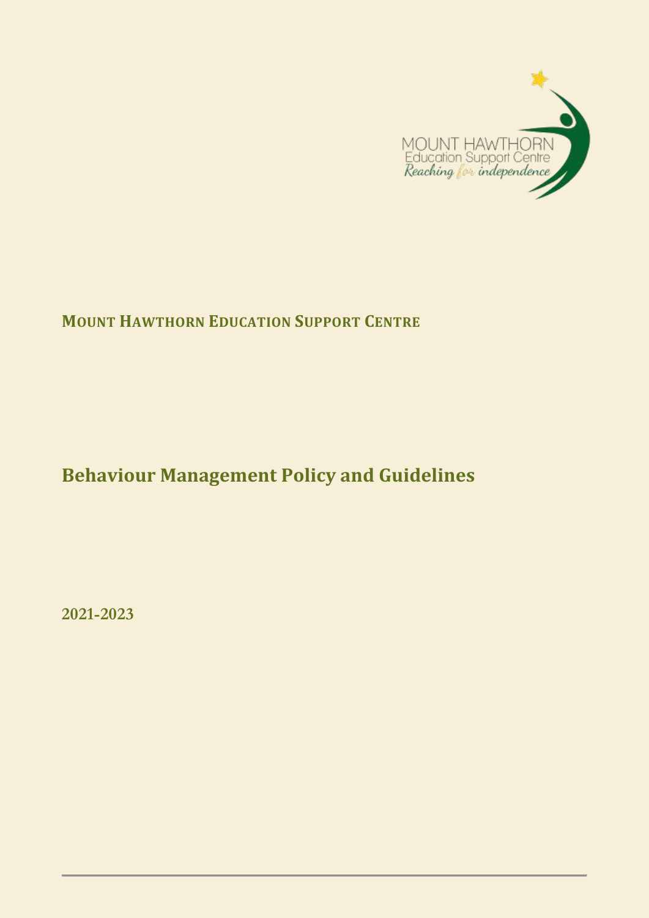MOUNT HAWTHORN
Education Support Centre
*Reaching for independence*

**MOUNT HAWTHORN EDUCATION SUPPORT CENTRE**

# Behaviour Management Policy and Guidelines

**2021-2023**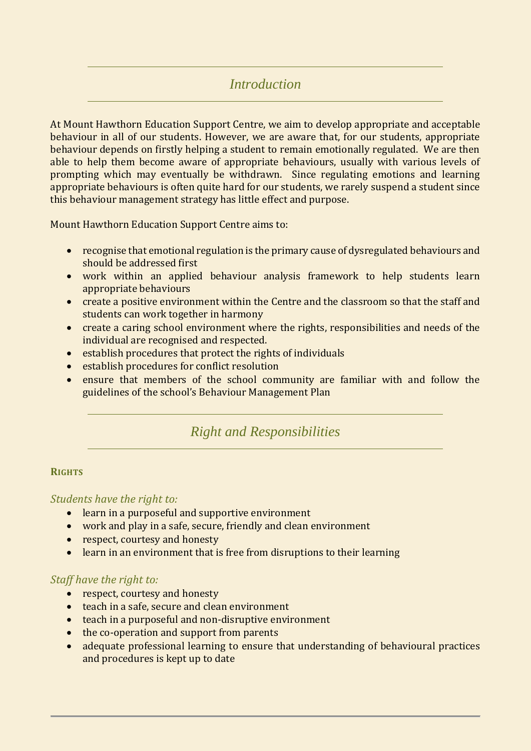## *Introduction*

At Mount Hawthorn Education Support Centre, we aim to develop appropriate and acceptable behaviour in all of our students. However, we are aware that, for our students, appropriate behaviour depends on firstly helping a student to remain emotionally regulated. We are then able to help them become aware of appropriate behaviours, usually with various levels of prompting which may eventually be withdrawn. Since regulating emotions and learning appropriate behaviours is often quite hard for our students, we rarely suspend a student since this behaviour management strategy has little effect and purpose.

Mount Hawthorn Education Support Centre aims to:

- recognise that emotional regulation is the primary cause of dysregulated behaviours and should be addressed first
- work within an applied behaviour analysis framework to help students learn appropriate behaviours
- create a positive environment within the Centre and the classroom so that the staff and students can work together in harmony
- create a caring school environment where the rights, responsibilities and needs of the individual are recognised and respected.
- establish procedures that protect the rights of individuals
- establish procedures for conflict resolution
- ensure that members of the school community are familiar with and follow the guidelines of the school's Behaviour Management Plan

## *Right and Responsibilities*

### RIGHTS

*Students have the right to:*

- learn in a purposeful and supportive environment
- work and play in a safe, secure, friendly and clean environment
- respect, courtesy and honesty
- learn in an environment that is free from disruptions to their learning

*Staff have the right to:*

- respect, courtesy and honesty
- teach in a safe, secure and clean environment
- teach in a purposeful and non-disruptive environment
- the co-operation and support from parents
- adequate professional learning to ensure that understanding of behavioural practices and procedures is kept up to date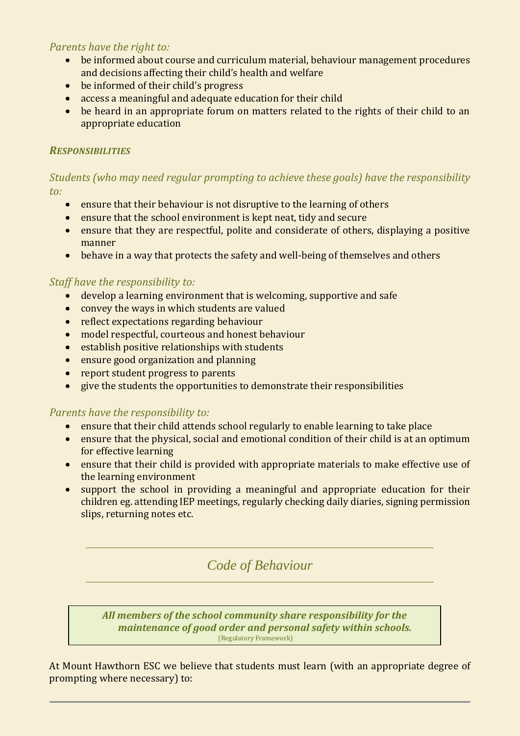*Parents have the right to:*

- be informed about course and curriculum material, behaviour management procedures and decisions affecting their child's health and welfare
- be informed of their child's progress
- access a meaningful and adequate education for their child
- be heard in an appropriate forum on matters related to the rights of their child to an appropriate education

***RESPONSIBILITIES***

*Students (who may need regular prompting to achieve these goals) have the responsibility to:*

- ensure that their behaviour is not disruptive to the learning of others
- ensure that the school environment is kept neat, tidy and secure
- ensure that they are respectful, polite and considerate of others, displaying a positive manner
- behave in a way that protects the safety and well-being of themselves and others

*Staff have the responsibility to:*

- develop a learning environment that is welcoming, supportive and safe
- convey the ways in which students are valued
- reflect expectations regarding behaviour
- model respectful, courteous and honest behaviour
- establish positive relationships with students
- ensure good organization and planning
- report student progress to parents
- give the students the opportunities to demonstrate their responsibilities

*Parents have the responsibility to:*

- ensure that their child attends school regularly to enable learning to take place
- ensure that the physical, social and emotional condition of their child is at an optimum for effective learning
- ensure that their child is provided with appropriate materials to make effective use of the learning environment
- support the school in providing a meaningful and appropriate education for their children eg. attending IEP meetings, regularly checking daily diaries, signing permission slips, returning notes etc.

## *Code of Behaviour*

> ***All members of the school community share responsibility for the maintenance of good order and personal safety within schools.***
> (Regulatory Framework)

At Mount Hawthorn ESC we believe that students must learn (with an appropriate degree of prompting where necessary) to: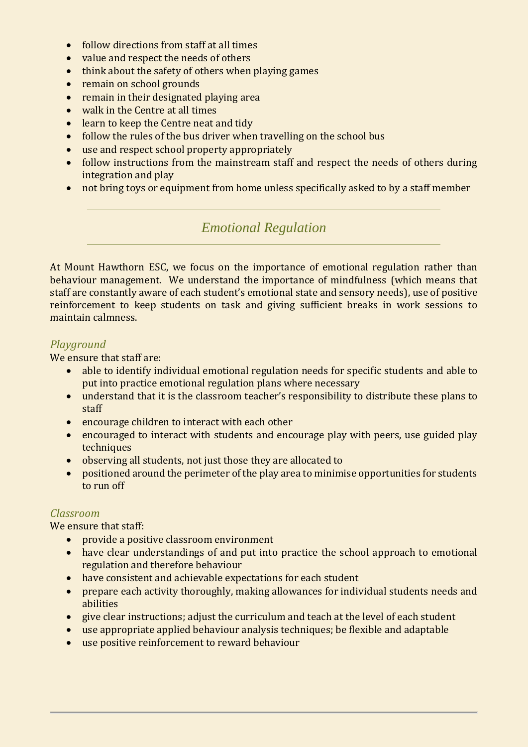- follow directions from staff at all times
- value and respect the needs of others
- think about the safety of others when playing games
- remain on school grounds
- remain in their designated playing area
- walk in the Centre at all times
- learn to keep the Centre neat and tidy
- follow the rules of the bus driver when travelling on the school bus
- use and respect school property appropriately
- follow instructions from the mainstream staff and respect the needs of others during integration and play
- not bring toys or equipment from home unless specifically asked to by a staff member

## *Emotional Regulation*

At Mount Hawthorn ESC, we focus on the importance of emotional regulation rather than behaviour management. We understand the importance of mindfulness (which means that staff are constantly aware of each student's emotional state and sensory needs), use of positive reinforcement to keep students on task and giving sufficient breaks in work sessions to maintain calmness.

### *Playground*

We ensure that staff are:

- able to identify individual emotional regulation needs for specific students and able to put into practice emotional regulation plans where necessary
- understand that it is the classroom teacher's responsibility to distribute these plans to staff
- encourage children to interact with each other
- encouraged to interact with students and encourage play with peers, use guided play techniques
- observing all students, not just those they are allocated to
- positioned around the perimeter of the play area to minimise opportunities for students to run off

### *Classroom*

We ensure that staff:

- provide a positive classroom environment
- have clear understandings of and put into practice the school approach to emotional regulation and therefore behaviour
- have consistent and achievable expectations for each student
- prepare each activity thoroughly, making allowances for individual students needs and abilities
- give clear instructions; adjust the curriculum and teach at the level of each student
- use appropriate applied behaviour analysis techniques; be flexible and adaptable
- use positive reinforcement to reward behaviour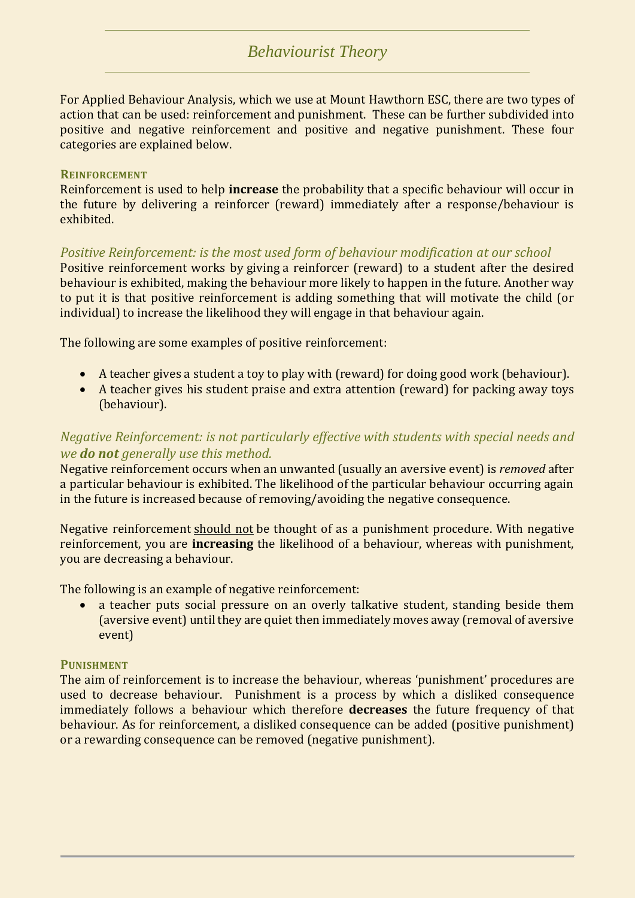# *Behaviourist Theory*

For Applied Behaviour Analysis, which we use at Mount Hawthorn ESC, there are two types of action that can be used: reinforcement and punishment. These can be further subdivided into positive and negative reinforcement and positive and negative punishment. These four categories are explained below.

## Reinforcement

Reinforcement is used to help **increase** the probability that a specific behaviour will occur in the future by delivering a reinforcer (reward) immediately after a response/behaviour is exhibited.

### *Positive Reinforcement: is the most used form of behaviour modification at our school*

Positive reinforcement works by giving a reinforcer (reward) to a student after the desired behaviour is exhibited, making the behaviour more likely to happen in the future. Another way to put it is that positive reinforcement is adding something that will motivate the child (or individual) to increase the likelihood they will engage in that behaviour again.

The following are some examples of positive reinforcement:

- A teacher gives a student a toy to play with (reward) for doing good work (behaviour).
- A teacher gives his student praise and extra attention (reward) for packing away toys (behaviour).

### *Negative Reinforcement: is not particularly effective with students with special needs and we **do not** generally use this method.*

Negative reinforcement occurs when an unwanted (usually an aversive event) is *removed* after a particular behaviour is exhibited. The likelihood of the particular behaviour occurring again in the future is increased because of removing/avoiding the negative consequence.

Negative reinforcement <u>should not</u> be thought of as a punishment procedure. With negative reinforcement, you are **increasing** the likelihood of a behaviour, whereas with punishment, you are decreasing a behaviour.

The following is an example of negative reinforcement:

- a teacher puts social pressure on an overly talkative student, standing beside them (aversive event) until they are quiet then immediately moves away (removal of aversive event)

## Punishment

The aim of reinforcement is to increase the behaviour, whereas 'punishment' procedures are used to decrease behaviour. Punishment is a process by which a disliked consequence immediately follows a behaviour which therefore **decreases** the future frequency of that behaviour. As for reinforcement, a disliked consequence can be added (positive punishment) or a rewarding consequence can be removed (negative punishment).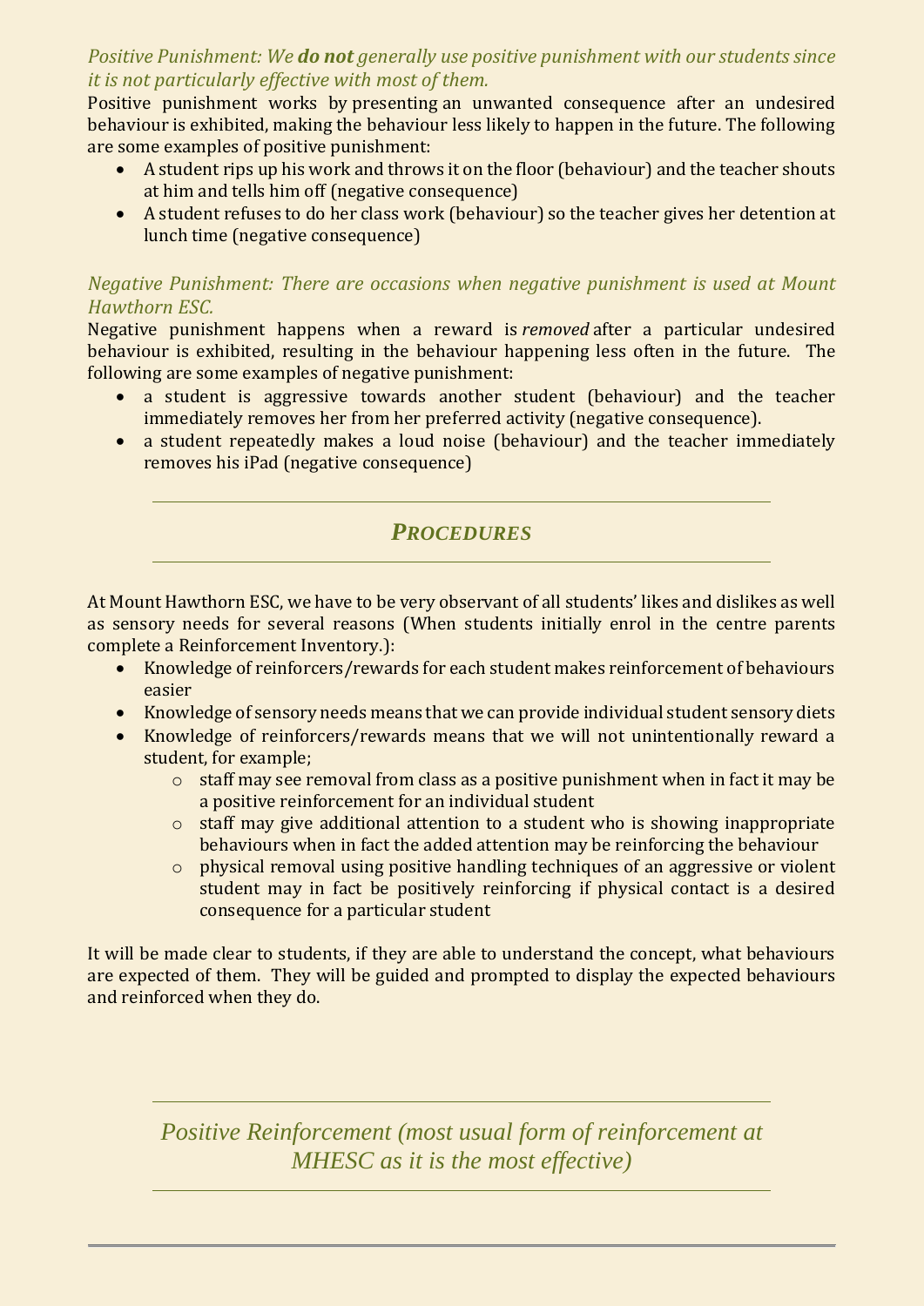*Positive Punishment: We **do not** generally use positive punishment with our students since it is not particularly effective with most of them.*

Positive punishment works by presenting an unwanted consequence after an undesired behaviour is exhibited, making the behaviour less likely to happen in the future. The following are some examples of positive punishment:

- A student rips up his work and throws it on the floor (behaviour) and the teacher shouts at him and tells him off (negative consequence)
- A student refuses to do her class work (behaviour) so the teacher gives her detention at lunch time (negative consequence)

*Negative Punishment: There are occasions when negative punishment is used at Mount Hawthorn ESC.*

Negative punishment happens when a reward is *removed* after a particular undesired behaviour is exhibited, resulting in the behaviour happening less often in the future. The following are some examples of negative punishment:

- a student is aggressive towards another student (behaviour) and the teacher immediately removes her from her preferred activity (negative consequence).
- a student repeatedly makes a loud noise (behaviour) and the teacher immediately removes his iPad (negative consequence)

## *PROCEDURES*

At Mount Hawthorn ESC, we have to be very observant of all students' likes and dislikes as well as sensory needs for several reasons (When students initially enrol in the centre parents complete a Reinforcement Inventory.):

- Knowledge of reinforcers/rewards for each student makes reinforcement of behaviours easier
- Knowledge of sensory needs means that we can provide individual student sensory diets
- Knowledge of reinforcers/rewards means that we will not unintentionally reward a student, for example;
  - staff may see removal from class as a positive punishment when in fact it may be a positive reinforcement for an individual student
  - staff may give additional attention to a student who is showing inappropriate behaviours when in fact the added attention may be reinforcing the behaviour
  - physical removal using positive handling techniques of an aggressive or violent student may in fact be positively reinforcing if physical contact is a desired consequence for a particular student

It will be made clear to students, if they are able to understand the concept, what behaviours are expected of them. They will be guided and prompted to display the expected behaviours and reinforced when they do.

## *Positive Reinforcement (most usual form of reinforcement at MHESC as it is the most effective)*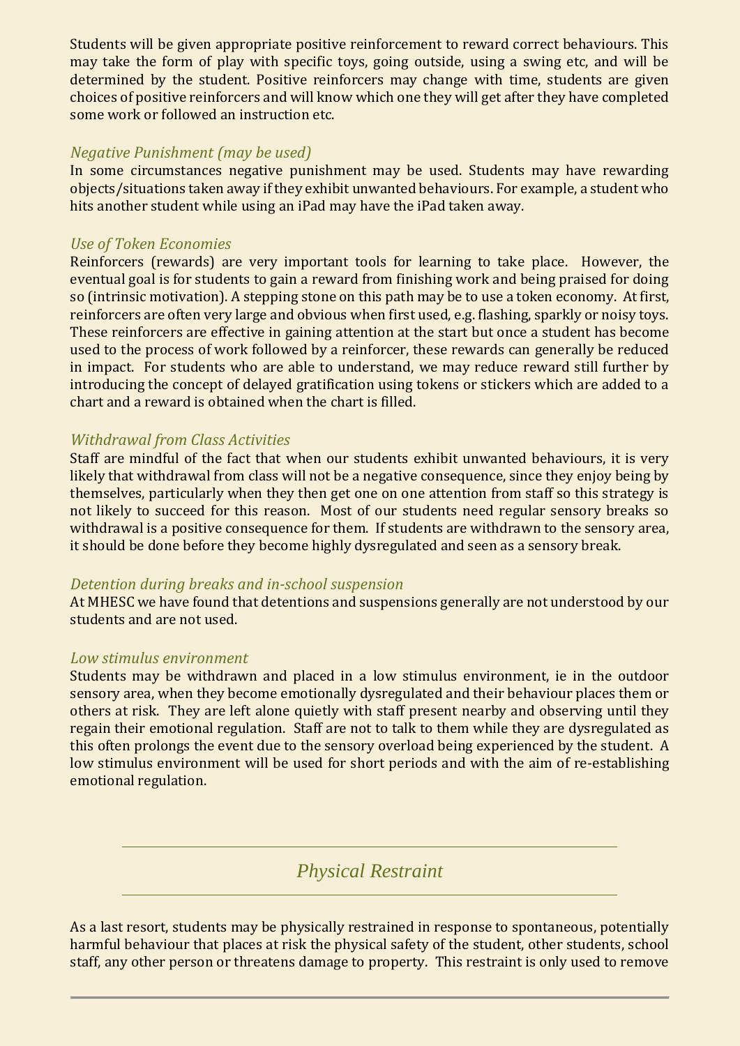Students will be given appropriate positive reinforcement to reward correct behaviours. This may take the form of play with specific toys, going outside, using a swing etc, and will be determined by the student. Positive reinforcers may change with time, students are given choices of positive reinforcers and will know which one they will get after they have completed some work or followed an instruction etc.

### *Negative Punishment (may be used)*

In some circumstances negative punishment may be used. Students may have rewarding objects/situations taken away if they exhibit unwanted behaviours. For example, a student who hits another student while using an iPad may have the iPad taken away.

### *Use of Token Economies*

Reinforcers (rewards) are very important tools for learning to take place. However, the eventual goal is for students to gain a reward from finishing work and being praised for doing so (intrinsic motivation). A stepping stone on this path may be to use a token economy. At first, reinforcers are often very large and obvious when first used, e.g. flashing, sparkly or noisy toys. These reinforcers are effective in gaining attention at the start but once a student has become used to the process of work followed by a reinforcer, these rewards can generally be reduced in impact. For students who are able to understand, we may reduce reward still further by introducing the concept of delayed gratification using tokens or stickers which are added to a chart and a reward is obtained when the chart is filled.

### *Withdrawal from Class Activities*

Staff are mindful of the fact that when our students exhibit unwanted behaviours, it is very likely that withdrawal from class will not be a negative consequence, since they enjoy being by themselves, particularly when they then get one on one attention from staff so this strategy is not likely to succeed for this reason. Most of our students need regular sensory breaks so withdrawal is a positive consequence for them. If students are withdrawn to the sensory area, it should be done before they become highly dysregulated and seen as a sensory break.

### *Detention during breaks and in-school suspension*

At MHESC we have found that detentions and suspensions generally are not understood by our students and are not used.

### *Low stimulus environment*

Students may be withdrawn and placed in a low stimulus environment, ie in the outdoor sensory area, when they become emotionally dysregulated and their behaviour places them or others at risk. They are left alone quietly with staff present nearby and observing until they regain their emotional regulation. Staff are not to talk to them while they are dysregulated as this often prolongs the event due to the sensory overload being experienced by the student. A low stimulus environment will be used for short periods and with the aim of re-establishing emotional regulation.

## *Physical Restraint*

As a last resort, students may be physically restrained in response to spontaneous, potentially harmful behaviour that places at risk the physical safety of the student, other students, school staff, any other person or threatens damage to property. This restraint is only used to remove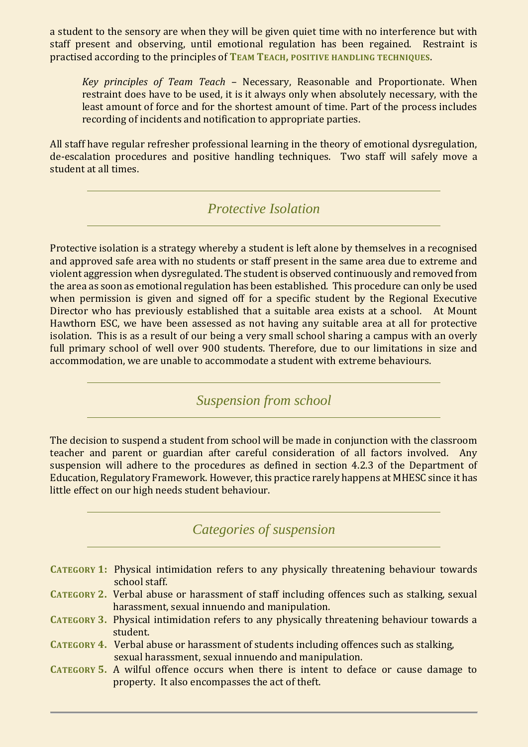a student to the sensory are when they will be given quiet time with no interference but with staff present and observing, until emotional regulation has been regained. Restraint is practised according to the principles of **TEAM TEACH, POSITIVE HANDLING TECHNIQUES**.

> *Key principles of Team Teach* – Necessary, Reasonable and Proportionate. When restraint does have to be used, it is it always only when absolutely necessary, with the least amount of force and for the shortest amount of time. Part of the process includes recording of incidents and notification to appropriate parties.

All staff have regular refresher professional learning in the theory of emotional dysregulation, de-escalation procedures and positive handling techniques. Two staff will safely move a student at all times.

## *Protective Isolation*

Protective isolation is a strategy whereby a student is left alone by themselves in a recognised and approved safe area with no students or staff present in the same area due to extreme and violent aggression when dysregulated. The student is observed continuously and removed from the area as soon as emotional regulation has been established. This procedure can only be used when permission is given and signed off for a specific student by the Regional Executive Director who has previously established that a suitable area exists at a school. At Mount Hawthorn ESC, we have been assessed as not having any suitable area at all for protective isolation. This is as a result of our being a very small school sharing a campus with an overly full primary school of well over 900 students. Therefore, due to our limitations in size and accommodation, we are unable to accommodate a student with extreme behaviours.

## *Suspension from school*

The decision to suspend a student from school will be made in conjunction with the classroom teacher and parent or guardian after careful consideration of all factors involved. Any suspension will adhere to the procedures as defined in section 4.2.3 of the Department of Education, Regulatory Framework. However, this practice rarely happens at MHESC since it has little effect on our high needs student behaviour.

## *Categories of suspension*

**CATEGORY 1:** Physical intimidation refers to any physically threatening behaviour towards school staff.

**CATEGORY 2.** Verbal abuse or harassment of staff including offences such as stalking, sexual harassment, sexual innuendo and manipulation.

**CATEGORY 3.** Physical intimidation refers to any physically threatening behaviour towards a student.

**CATEGORY 4.** Verbal abuse or harassment of students including offences such as stalking, sexual harassment, sexual innuendo and manipulation.

**CATEGORY 5.** A wilful offence occurs when there is intent to deface or cause damage to property. It also encompasses the act of theft.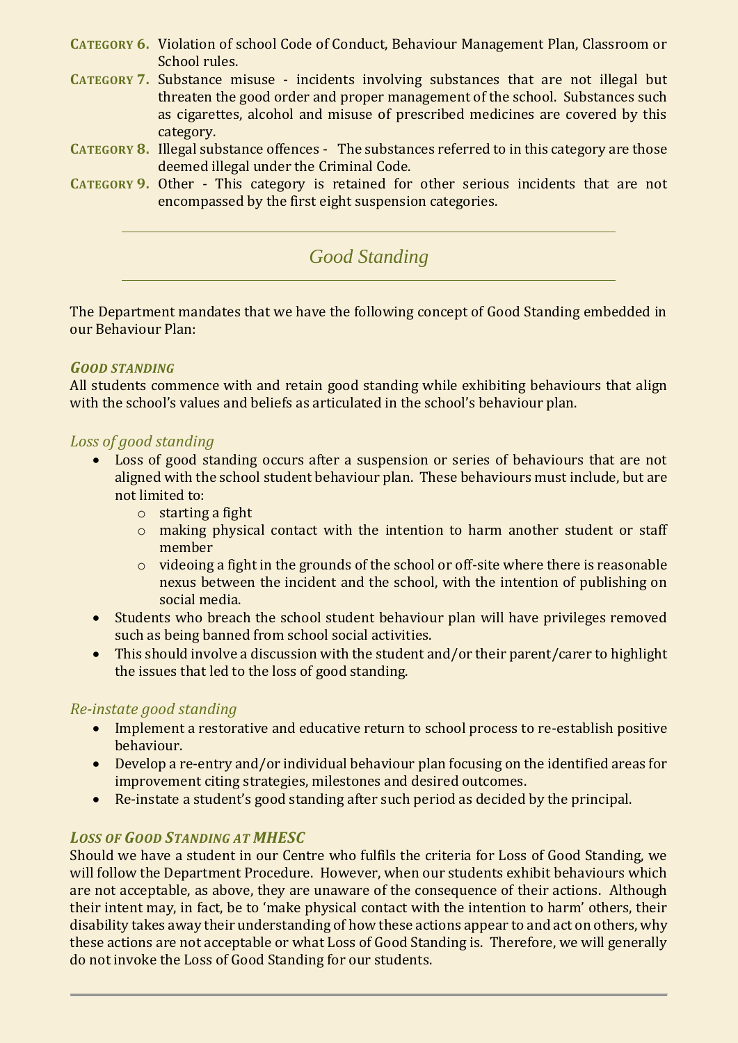**Category 6.** Violation of school Code of Conduct, Behaviour Management Plan, Classroom or School rules.

**Category 7.** Substance misuse - incidents involving substances that are not illegal but threaten the good order and proper management of the school. Substances such as cigarettes, alcohol and misuse of prescribed medicines are covered by this category.

**Category 8.** Illegal substance offences - The substances referred to in this category are those deemed illegal under the Criminal Code.

**Category 9.** Other - This category is retained for other serious incidents that are not encompassed by the first eight suspension categories.

## *Good Standing*

The Department mandates that we have the following concept of Good Standing embedded in our Behaviour Plan:

### ***Good standing***

All students commence with and retain good standing while exhibiting behaviours that align with the school's values and beliefs as articulated in the school's behaviour plan.

### *Loss of good standing*

- Loss of good standing occurs after a suspension or series of behaviours that are not aligned with the school student behaviour plan. These behaviours must include, but are not limited to:
  - starting a fight
  - making physical contact with the intention to harm another student or staff member
  - videoing a fight in the grounds of the school or off-site where there is reasonable nexus between the incident and the school, with the intention of publishing on social media.
- Students who breach the school student behaviour plan will have privileges removed such as being banned from school social activities.
- This should involve a discussion with the student and/or their parent/carer to highlight the issues that led to the loss of good standing.

### *Re-instate good standing*

- Implement a restorative and educative return to school process to re-establish positive behaviour.
- Develop a re-entry and/or individual behaviour plan focusing on the identified areas for improvement citing strategies, milestones and desired outcomes.
- Re-instate a student's good standing after such period as decided by the principal.

### ***Loss of Good Standing at MHESC***

Should we have a student in our Centre who fulfils the criteria for Loss of Good Standing, we will follow the Department Procedure. However, when our students exhibit behaviours which are not acceptable, as above, they are unaware of the consequence of their actions. Although their intent may, in fact, be to 'make physical contact with the intention to harm' others, their disability takes away their understanding of how these actions appear to and act on others, why these actions are not acceptable or what Loss of Good Standing is. Therefore, we will generally do not invoke the Loss of Good Standing for our students.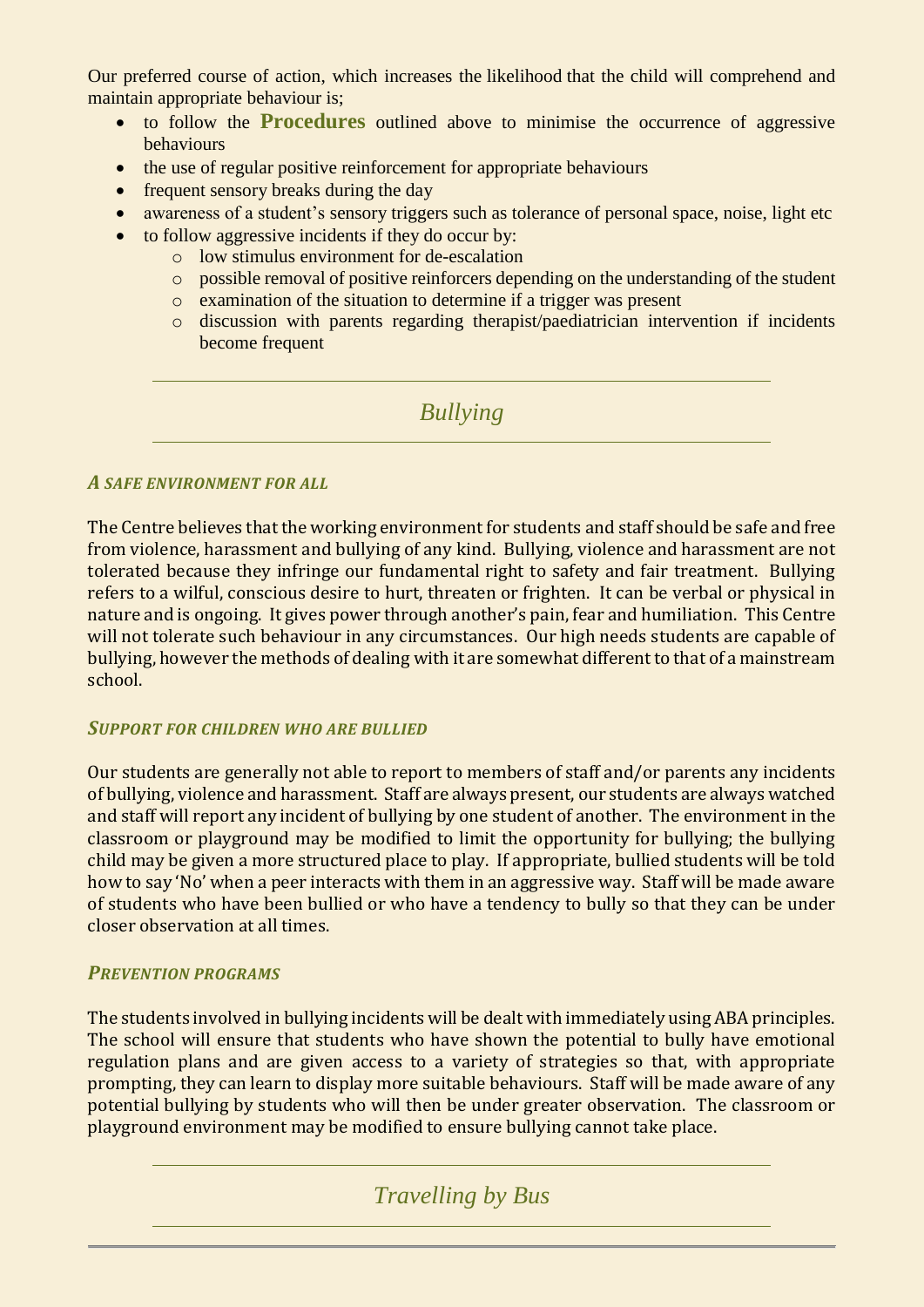Our preferred course of action, which increases the likelihood that the child will comprehend and maintain appropriate behaviour is;

- to follow the **Procedures** outlined above to minimise the occurrence of aggressive behaviours
- the use of regular positive reinforcement for appropriate behaviours
- frequent sensory breaks during the day
- awareness of a student's sensory triggers such as tolerance of personal space, noise, light etc
- to follow aggressive incidents if they do occur by:
    - low stimulus environment for de-escalation
    - possible removal of positive reinforcers depending on the understanding of the student
    - examination of the situation to determine if a trigger was present
    - discussion with parents regarding therapist/paediatrician intervention if incidents become frequent

## *Bullying*

### *A SAFE ENVIRONMENT FOR ALL*

The Centre believes that the working environment for students and staff should be safe and free from violence, harassment and bullying of any kind. Bullying, violence and harassment are not tolerated because they infringe our fundamental right to safety and fair treatment. Bullying refers to a wilful, conscious desire to hurt, threaten or frighten. It can be verbal or physical in nature and is ongoing. It gives power through another's pain, fear and humiliation. This Centre will not tolerate such behaviour in any circumstances. Our high needs students are capable of bullying, however the methods of dealing with it are somewhat different to that of a mainstream school.

### *SUPPORT FOR CHILDREN WHO ARE BULLIED*

Our students are generally not able to report to members of staff and/or parents any incidents of bullying, violence and harassment. Staff are always present, our students are always watched and staff will report any incident of bullying by one student of another. The environment in the classroom or playground may be modified to limit the opportunity for bullying; the bullying child may be given a more structured place to play. If appropriate, bullied students will be told how to say 'No' when a peer interacts with them in an aggressive way. Staff will be made aware of students who have been bullied or who have a tendency to bully so that they can be under closer observation at all times.

### *PREVENTION PROGRAMS*

The students involved in bullying incidents will be dealt with immediately using ABA principles. The school will ensure that students who have shown the potential to bully have emotional regulation plans and are given access to a variety of strategies so that, with appropriate prompting, they can learn to display more suitable behaviours. Staff will be made aware of any potential bullying by students who will then be under greater observation. The classroom or playground environment may be modified to ensure bullying cannot take place.

## *Travelling by Bus*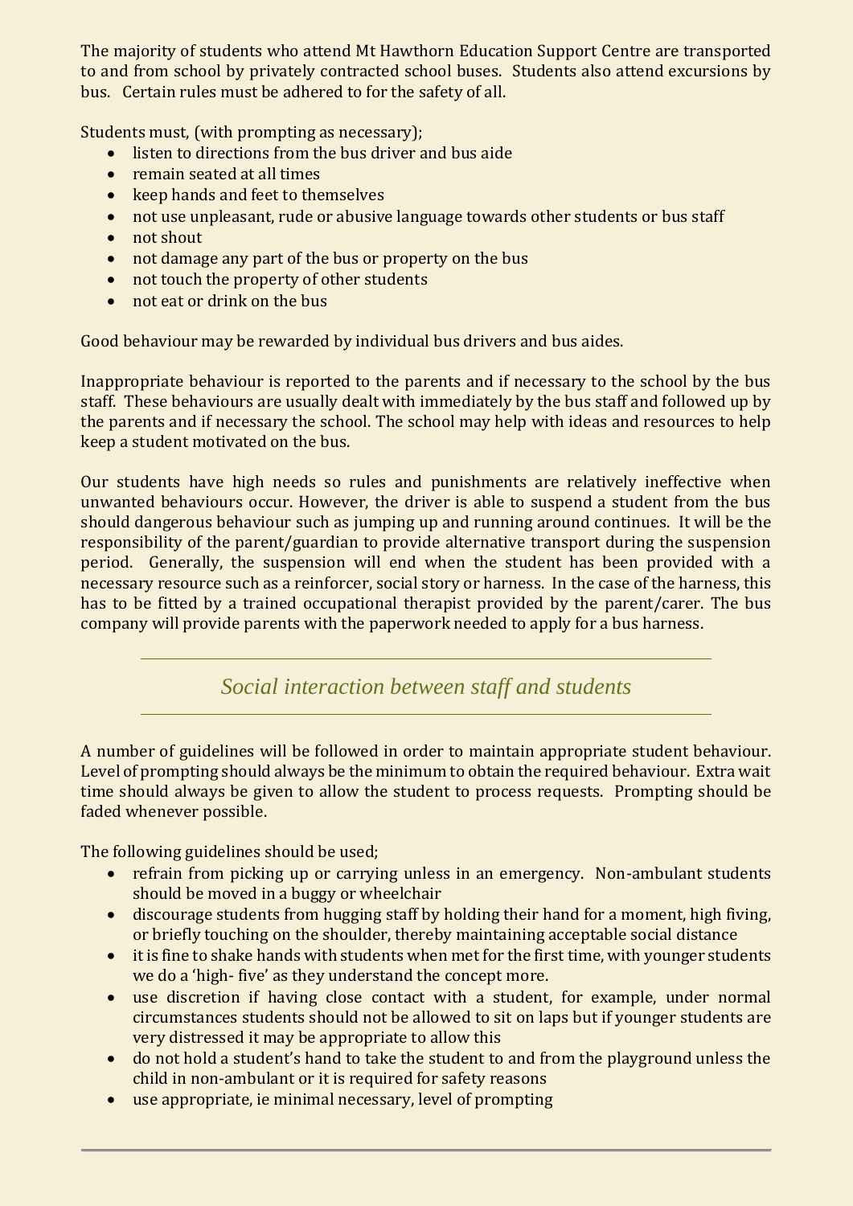The majority of students who attend Mt Hawthorn Education Support Centre are transported to and from school by privately contracted school buses. Students also attend excursions by bus. Certain rules must be adhered to for the safety of all.

Students must, (with prompting as necessary);

- listen to directions from the bus driver and bus aide
- remain seated at all times
- keep hands and feet to themselves
- not use unpleasant, rude or abusive language towards other students or bus staff
- not shout
- not damage any part of the bus or property on the bus
- not touch the property of other students
- not eat or drink on the bus

Good behaviour may be rewarded by individual bus drivers and bus aides.

Inappropriate behaviour is reported to the parents and if necessary to the school by the bus staff. These behaviours are usually dealt with immediately by the bus staff and followed up by the parents and if necessary the school. The school may help with ideas and resources to help keep a student motivated on the bus.

Our students have high needs so rules and punishments are relatively ineffective when unwanted behaviours occur. However, the driver is able to suspend a student from the bus should dangerous behaviour such as jumping up and running around continues. It will be the responsibility of the parent/guardian to provide alternative transport during the suspension period. Generally, the suspension will end when the student has been provided with a necessary resource such as a reinforcer, social story or harness. In the case of the harness, this has to be fitted by a trained occupational therapist provided by the parent/carer. The bus company will provide parents with the paperwork needed to apply for a bus harness.

## *Social interaction between staff and students*

A number of guidelines will be followed in order to maintain appropriate student behaviour. Level of prompting should always be the minimum to obtain the required behaviour. Extra wait time should always be given to allow the student to process requests. Prompting should be faded whenever possible.

The following guidelines should be used;

- refrain from picking up or carrying unless in an emergency. Non-ambulant students should be moved in a buggy or wheelchair
- discourage students from hugging staff by holding their hand for a moment, high fiving, or briefly touching on the shoulder, thereby maintaining acceptable social distance
- it is fine to shake hands with students when met for the first time, with younger students we do a 'high- five' as they understand the concept more.
- use discretion if having close contact with a student, for example, under normal circumstances students should not be allowed to sit on laps but if younger students are very distressed it may be appropriate to allow this
- do not hold a student's hand to take the student to and from the playground unless the child in non-ambulant or it is required for safety reasons
- use appropriate, ie minimal necessary, level of prompting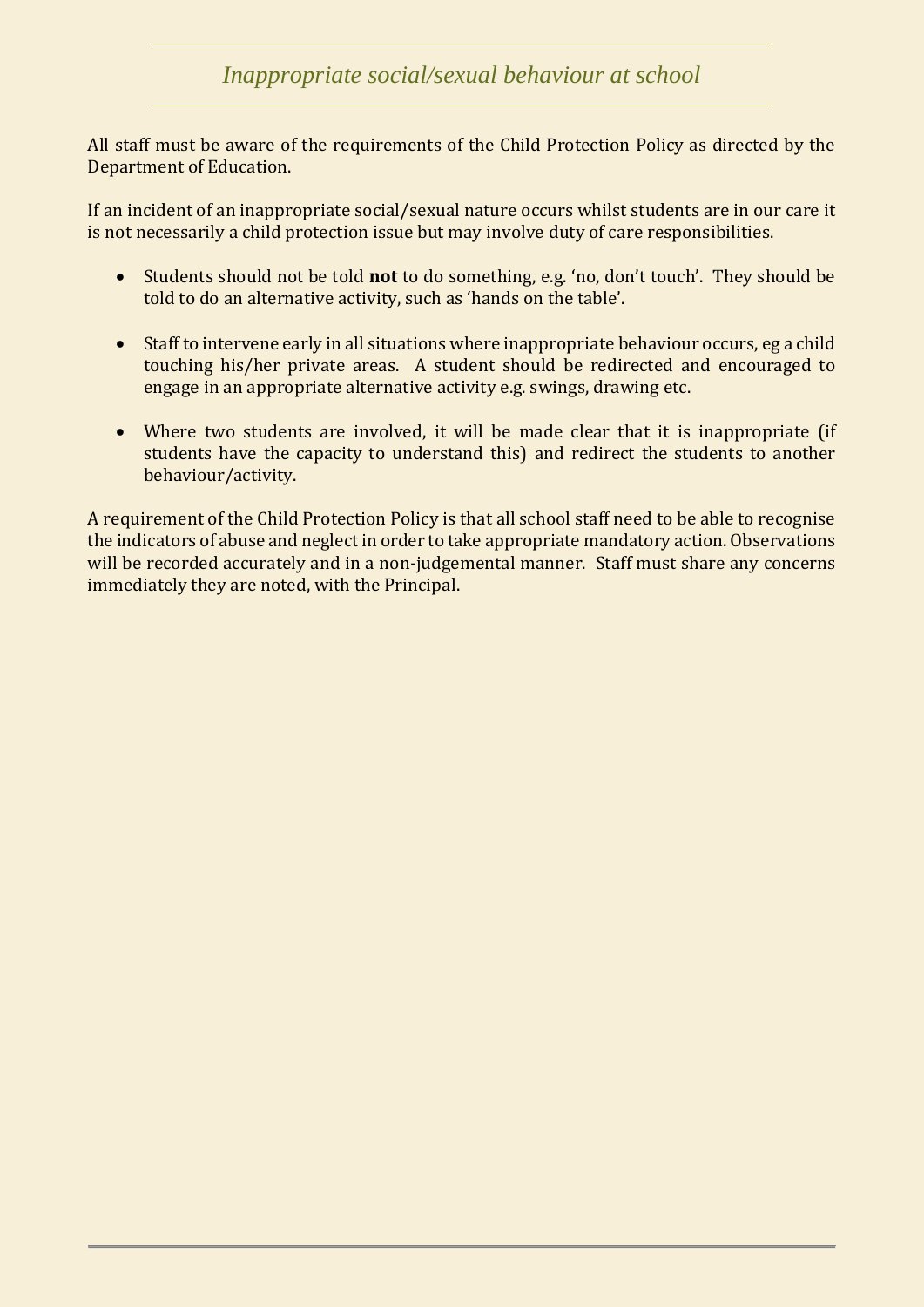## *Inappropriate social/sexual behaviour at school*

All staff must be aware of the requirements of the Child Protection Policy as directed by the Department of Education.

If an incident of an inappropriate social/sexual nature occurs whilst students are in our care it is not necessarily a child protection issue but may involve duty of care responsibilities.

- Students should not be told **not** to do something, e.g. 'no, don't touch'. They should be told to do an alternative activity, such as 'hands on the table'.
- Staff to intervene early in all situations where inappropriate behaviour occurs, eg a child touching his/her private areas. A student should be redirected and encouraged to engage in an appropriate alternative activity e.g. swings, drawing etc.
- Where two students are involved, it will be made clear that it is inappropriate (if students have the capacity to understand this) and redirect the students to another behaviour/activity.

A requirement of the Child Protection Policy is that all school staff need to be able to recognise the indicators of abuse and neglect in order to take appropriate mandatory action. Observations will be recorded accurately and in a non-judgemental manner. Staff must share any concerns immediately they are noted, with the Principal.